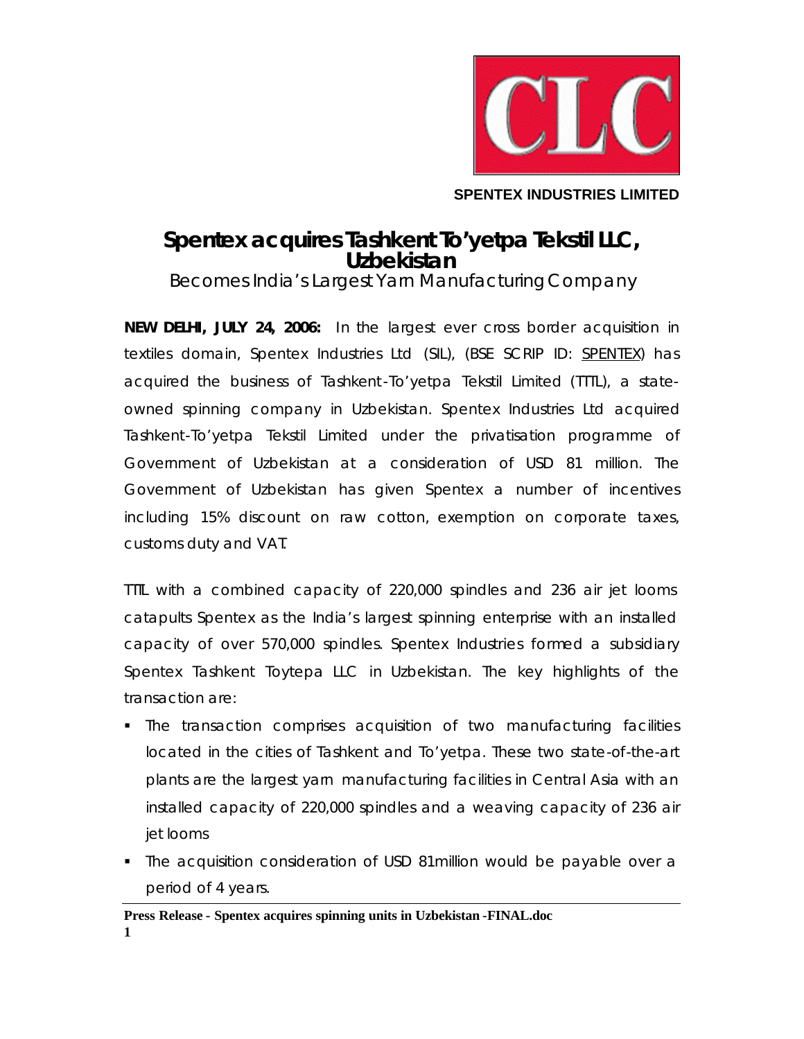**SPENTEX INDUSTRIES LIMITED**

# Spentex acquires Tashkent To'yetpa Tekstil LLC, Uzbekistan

## Becomes India's Largest Yarn Manufacturing Company

**NEW DELHI, JULY 24, 2006:** In the largest ever cross border acquisition in textiles domain, Spentex Industries Ltd (SIL), (BSE SCRIP ID: SPENTEX) has acquired the business of Tashkent-To'yetpa Tekstil Limited (TTTL), a state-owned spinning company in Uzbekistan. Spentex Industries Ltd acquired Tashkent-To'yetpa Tekstil Limited under the privatisation programme of Government of Uzbekistan at a consideration of USD 81 million. The Government of Uzbekistan has given Spentex a number of incentives including 15% discount on raw cotton, exemption on corporate taxes, customs duty and VAT.

TTTL with a combined capacity of 220,000 spindles and 236 air jet looms catapults Spentex as the India's largest spinning enterprise with an installed capacity of over 570,000 spindles. Spentex Industries formed a subsidiary Spentex Tashkent Toytepa LLC in Uzbekistan. The key highlights of the transaction are:

- The transaction comprises acquisition of two manufacturing facilities located in the cities of Tashkent and To'yetpa. These two state-of-the-art plants are the largest yarn manufacturing facilities in Central Asia with an installed capacity of 220,000 spindles and a weaving capacity of 236 air jet looms
- The acquisition consideration of USD 81million would be payable over a period of 4 years.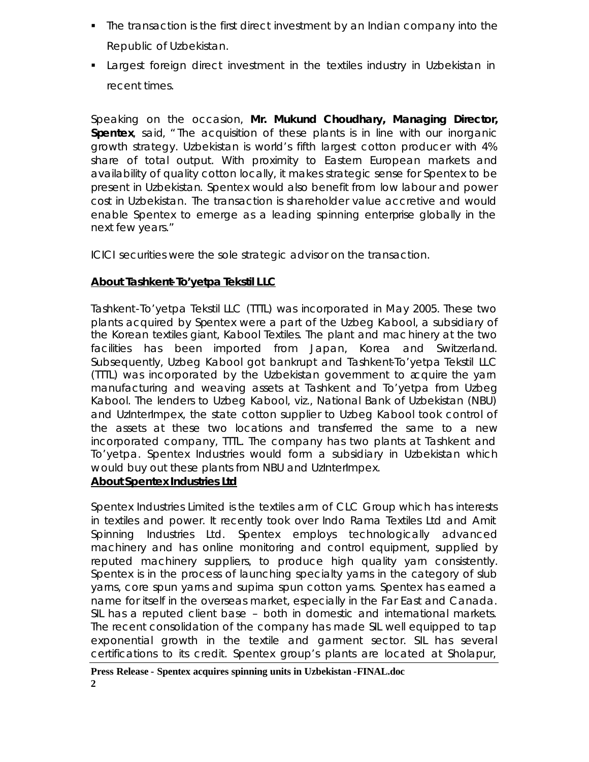- The transaction is the first direct investment by an Indian company into the Republic of Uzbekistan.
- Largest foreign direct investment in the textiles industry in Uzbekistan in recent times.

Speaking on the occasion, **Mr. Mukund Choudhary, Managing Director, Spentex**, said, "The acquisition of these plants is in line with our inorganic growth strategy. Uzbekistan is world's fifth largest cotton producer with 4% share of total output. With proximity to Eastern European markets and availability of quality cotton locally, it makes strategic sense for Spentex to be present in Uzbekistan. Spentex would also benefit from low labour and power cost in Uzbekistan. The transaction is shareholder value accretive and would enable Spentex to emerge as a leading spinning enterprise globally in the next few years."

ICICI securities were the sole strategic advisor on the transaction.

**About Tashkent-To'yetpa Tekstil LLC**

Tashkent-To'yetpa Tekstil LLC (TTTL) was incorporated in May 2005. These two plants acquired by Spentex were a part of the Uzbeg Kabool, a subsidiary of the Korean textiles giant, Kabool Textiles. The plant and machinery at the two facilities has been imported from Japan, Korea and Switzerland. Subsequently, Uzbeg Kabool got bankrupt and Tashkent-To'yetpa Tekstil LLC (TTTL) was incorporated by the Uzbekistan government to acquire the yarn manufacturing and weaving assets at Tashkent and To'yetpa from Uzbeg Kabool. The lenders to Uzbeg Kabool, viz., National Bank of Uzbekistan (NBU) and UzInterImpex, the state cotton supplier to Uzbeg Kabool took control of the assets at these two locations and transferred the same to a new incorporated company, TTTL. The company has two plants at Tashkent and To'yetpa. Spentex Industries would form a subsidiary in Uzbekistan which would buy out these plants from NBU and UzInterImpex.

**About Spentex Industries Ltd**

Spentex Industries Limited is the textiles arm of CLC Group which has interests in textiles and power. It recently took over Indo Rama Textiles Ltd and Amit Spinning Industries Ltd. Spentex employs technologically advanced machinery and has online monitoring and control equipment, supplied by reputed machinery suppliers, to produce high quality yarn consistently. Spentex is in the process of launching specialty yarns in the category of slub yarns, core spun yarns and supima spun cotton yarns. Spentex has earned a name for itself in the overseas market, especially in the Far East and Canada. SIL has a reputed client base – both in domestic and international markets. The recent consolidation of the company has made SIL well equipped to tap exponential growth in the textile and garment sector. SIL has several certifications to its credit. Spentex group's plants are located at Sholapur,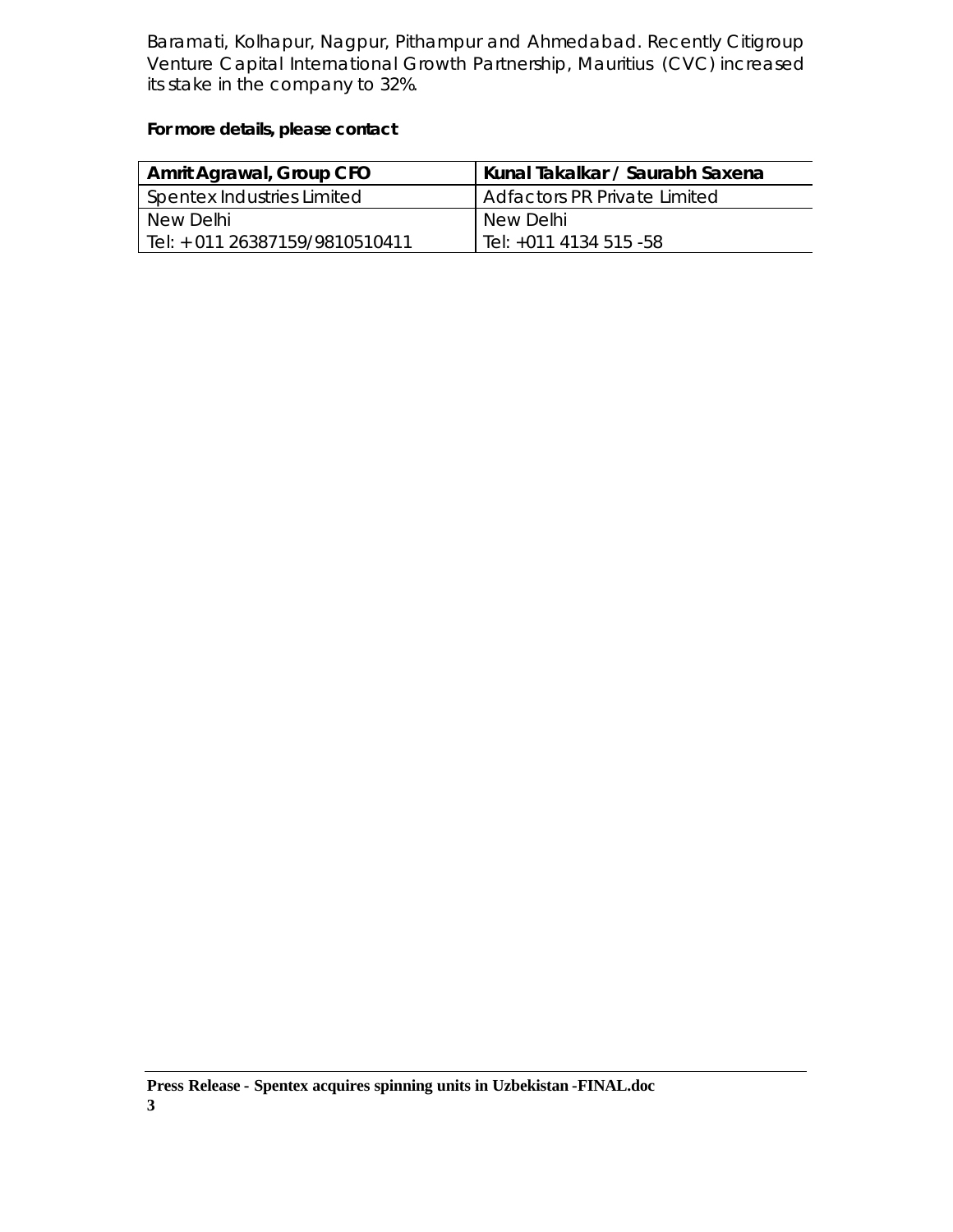Baramati, Kolhapur, Nagpur, Pithampur and Ahmedabad. Recently Citigroup Venture Capital International Growth Partnership, Mauritius (CVC) increased its stake in the company to 32%.

**For more details, please contact**

| Amrit Agrawal, Group CFO | Kunal Takalkar / Saurabh Saxena |
|---|---|
| Spentex Industries Limited | Adfactors PR Private Limited |
| New Delhi<br>Tel: + 011 26387159/9810510411 | New Delhi<br>Tel: +011 4134 515 -58 |